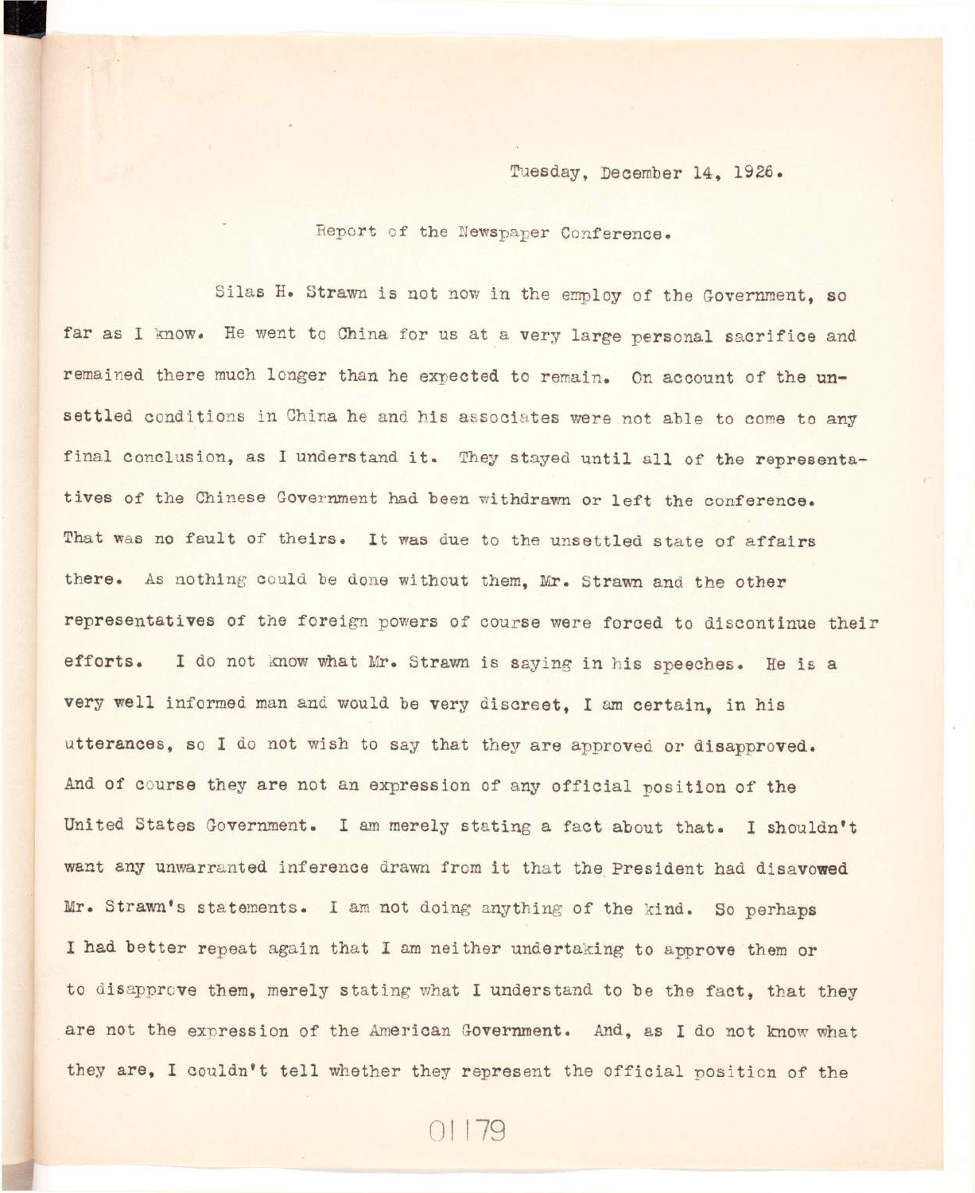Tuesday, December 14, 1926.

Report of the Newspaper Conference.

Silas H. Strawn is not now in the employ of the Government, so far as I know. He went to China for us at a very large personal sacrifice and remained there much longer than he expected to remain. On account of the unsettled conditions in China he and his associates were not able to come to any final conclusion, as I understand it. They stayed until all of the representatives of the Chinese Government had been withdrawn or left the conference. That was no fault of theirs. It was due to the unsettled state of affairs there. As nothing could be done without them, Mr. Strawn and the other representatives of the foreign powers of course were forced to discontinue their efforts. I do not know what Mr. Strawn is saying in his speeches. He is a very well informed man and would be very discreet, I am certain, in his utterances, so I do not wish to say that they are approved or disapproved. And of course they are not an expression of any official position of the United States Government. I am merely stating a fact about that. I shouldn't want any unwarranted inference drawn from it that the President had disavowed Mr. Strawn's statements. I am not doing anything of the kind. So perhaps I had better repeat again that I am neither undertaking to approve them or to disapprove them, merely stating what I understand to be the fact, that they are not the expression of the American Government. And, as I do not know what they are, I couldn't tell whether they represent the official position of the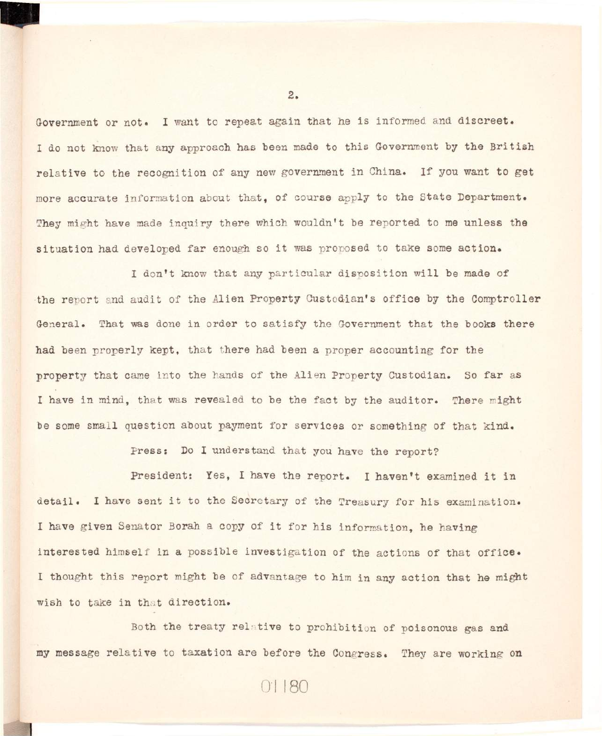Government or not. I want to repeat again that he is informed and discreet. I do not know that any approach has been made to this Government by the British relative to the recognition of any new government in China. If you want to get more accurate information about that, of course apply to the State Department. They might have made inquiry there which wouldn't be reported to me unless the situation had developed far enough so it was proposed to take some action.

I don't know that any particular disposition will be made of the report and audit of the Alien Property Custodian's office by the Comptroller General. That was done in order to satisfy the Government that the books there had been properly kept, that there had been a proper accounting for the property that came into the hands of the Alien Property Custodian. So far as I have in mind, that was revealed to be the fact by the auditor. There might be some small question about payment for services or something of that kind.

Press: Do I understand that you have the report?

President: Yes, I have the report. I haven't examined it in detail. I have sent it to the Secretary of the Treasury for his examination. I have given Senator Borah a copy of it for his information, he having interested himself in a possible investigation of the actions of that office. I thought this report might be of advantage to him in any action that he might wish to take in that direction.

Both the treaty relative to prohibition of poisonous gas and my message relative to taxation are before the Congress. They are working on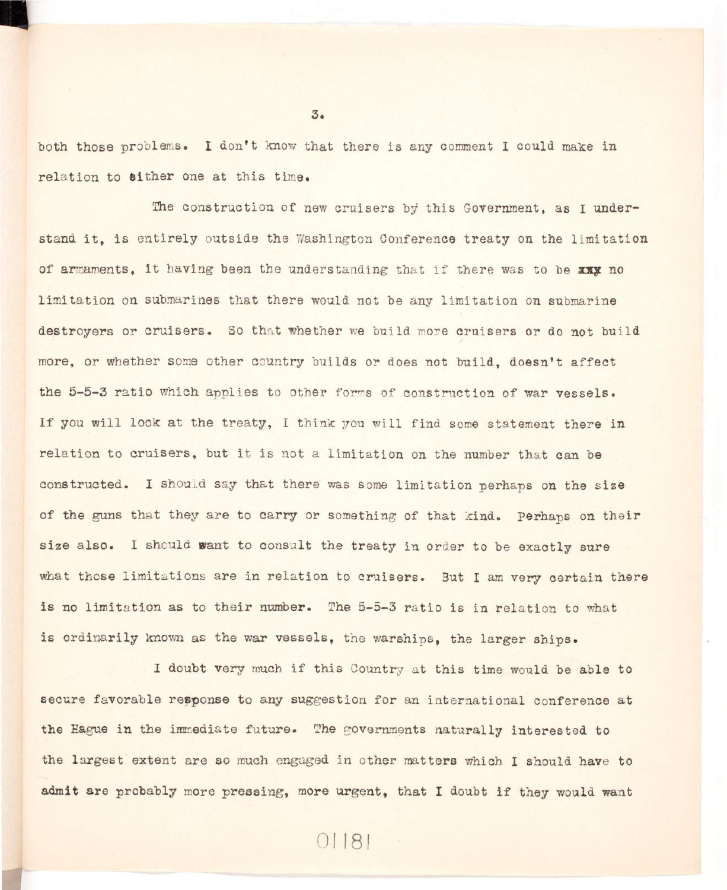both those problems. I don't know that there is any comment I could make in relation to either one at this time.

The construction of new cruisers by this Government, as I understand it, is entirely outside the Washington Conference treaty on the limitation of armaments, it having been the understanding that if there was to be xxx no limitation on submarines that there would not be any limitation on submarine destroyers or cruisers. So that whether we build more cruisers or do not build more, or whether some other country builds or does not build, doesn't affect the 5-5-3 ratio which applies to other forms of construction of war vessels. If you will look at the treaty, I think you will find some statement there in relation to cruisers, but it is not a limitation on the number that can be constructed. I should say that there was some limitation perhaps on the size of the guns that they are to carry or something of that kind. Perhaps on their size also. I should want to consult the treaty in order to be exactly sure what those limitations are in relation to cruisers. But I am very certain there is no limitation as to their number. The 5-5-3 ratio is in relation to what is ordinarily known as the war vessels, the warships, the larger ships.

I doubt very much if this Country at this time would be able to secure favorable response to any suggestion for an international conference at the Hague in the immediate future. The governments naturally interested to the largest extent are so much engaged in other matters which I should have to admit are probably more pressing, more urgent, that I doubt if they would want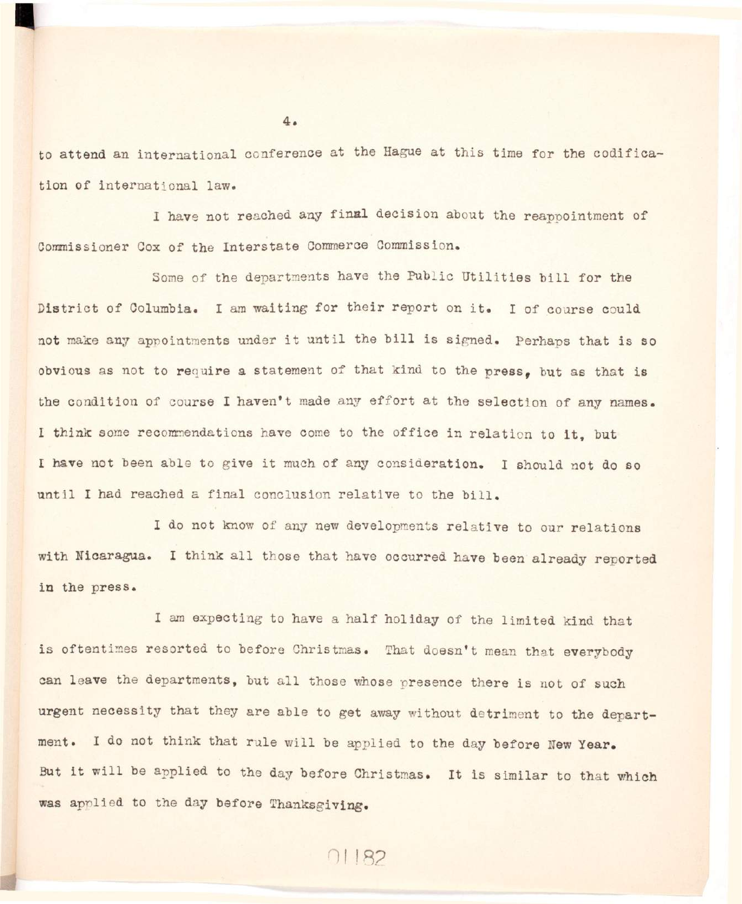to attend an international conference at the Hague at this time for the codification of international law.

I have not reached any final decision about the reappointment of Commissioner Cox of the Interstate Commerce Commission.

Some of the departments have the Public Utilities bill for the District of Columbia. I am waiting for their report on it. I of course could not make any appointments under it until the bill is signed. Perhaps that is so obvious as not to require a statement of that kind to the press, but as that is the condition of course I haven't made any effort at the selection of any names. I think some recommendations have come to the office in relation to it, but I have not been able to give it much of any consideration. I should not do so until I had reached a final conclusion relative to the bill.

I do not know of any new developments relative to our relations with Nicaragua. I think all those that have occurred have been already reported in the press.

I am expecting to have a half holiday of the limited kind that is oftentimes resorted to before Christmas. That doesn't mean that everybody can leave the departments, but all those whose presence there is not of such urgent necessity that they are able to get away without detriment to the department. I do not think that rule will be applied to the day before New Year. But it will be applied to the day before Christmas. It is similar to that which was applied to the day before Thanksgiving.

01182